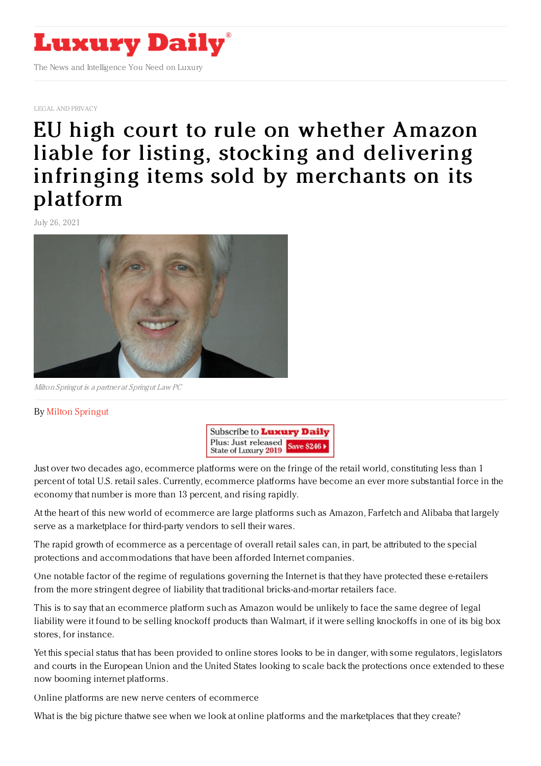LEGAL AND PRIVACY

# EU high court to rule on whether Amazon liable for listing, stocking and delivering infringing items sold by merchants on its platform

July 26, 2021

*Milton Springut is a partner at Springut Law PC*

By Milton Springut

Just over two decades ago, ecommerce platforms were on the fringe of the retail world, constituting less than 1 percent of total U.S. retail sales. Currently, ecommerce platforms have become an ever more substantial force in the economy that number is more than 13 percent, and rising rapidly.

At the heart of this new world of ecommerce are large platforms such as Amazon, Farfetch and Alibaba that largely serve as a marketplace for third-party vendors to sell their wares.

The rapid growth of ecommerce as a percentage of overall retail sales can, in part, be attributed to the special protections and accommodations that have been afforded Internet companies.

One notable factor of the regime of regulations governing the Internet is that they have protected these e-retailers from the more stringent degree of liability that traditional bricks-and-mortar retailers face.

This is to say that an ecommerce platform such as Amazon would be unlikely to face the same degree of legal liability were it found to be selling knockoff products than Walmart, if it were selling knockoffs in one of its big box stores, for instance.

Yet this special status that has been provided to online stores looks to be in danger, with some regulators, legislators and courts in the European Union and the United States looking to scale back the protections once extended to these now booming internet platforms.

Online platforms are new nerve centers of ecommerce

What is the big picture thatwe see when we look at online platforms and the marketplaces that they create?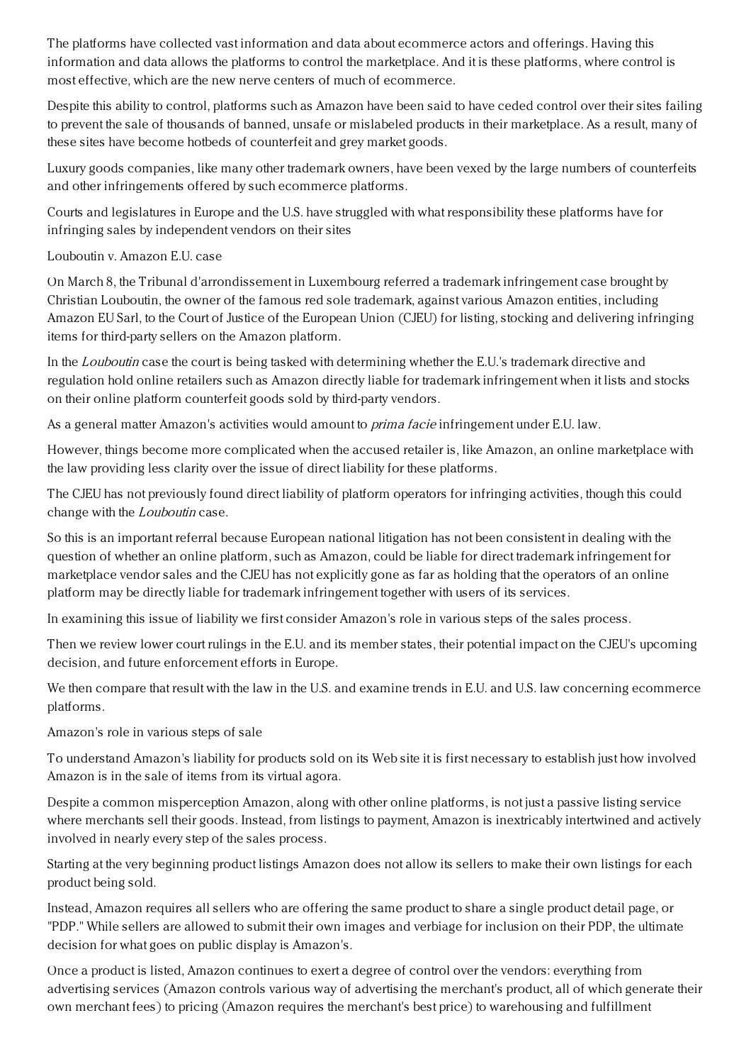The platforms have collected vast information and data about ecommerce actors and offerings. Having this information and data allows the platforms to control the marketplace. And it is these platforms, where control is most effective, which are the new nerve centers of much of ecommerce.

Despite this ability to control, platforms such as Amazon have been said to have ceded control over their sites failing to prevent the sale of thousands of banned, unsafe or mislabeled products in their marketplace. As a result, many of these sites have become hotbeds of counterfeit and grey market goods.

Luxury goods companies, like many other trademark owners, have been vexed by the large numbers of counterfeits and other infringements offered by such ecommerce platforms.

Courts and legislatures in Europe and the U.S. have struggled with what responsibility these platforms have for infringing sales by independent vendors on their sites

## Louboutin v. Amazon E.U. case

On March 8, the Tribunal d'arrondissement in Luxembourg referred a trademark infringement case brought by Christian Louboutin, the owner of the famous red sole trademark, against various Amazon entities, including Amazon EU Sarl, to the Court of Justice of the European Union (CJEU) for listing, stocking and delivering infringing items for third-party sellers on the Amazon platform.

In the *Louboutin* case the court is being tasked with determining whether the E.U.'s trademark directive and regulation hold online retailers such as Amazon directly liable for trademark infringement when it lists and stocks on their online platform counterfeit goods sold by third-party vendors.

As a general matter Amazon's activities would amount to *prima facie* infringement under E.U. law.

However, things become more complicated when the accused retailer is, like Amazon, an online marketplace with the law providing less clarity over the issue of direct liability for these platforms.

The CJEU has not previously found direct liability of platform operators for infringing activities, though this could change with the *Louboutin* case.

So this is an important referral because European national litigation has not been consistent in dealing with the question of whether an online platform, such as Amazon, could be liable for direct trademark infringement for marketplace vendor sales and the CJEU has not explicitly gone as far as holding that the operators of an online platform may be directly liable for trademark infringement together with users of its services.

In examining this issue of liability we first consider Amazon's role in various steps of the sales process.

Then we review lower court rulings in the E.U. and its member states, their potential impact on the CJEU's upcoming decision, and future enforcement efforts in Europe.

We then compare that result with the law in the U.S. and examine trends in E.U. and U.S. law concerning ecommerce platforms.

## Amazon's role in various steps of sale

To understand Amazon's liability for products sold on its Web site it is first necessary to establish just how involved Amazon is in the sale of items from its virtual agora.

Despite a common misperception Amazon, along with other online platforms, is not just a passive listing service where merchants sell their goods. Instead, from listings to payment, Amazon is inextricably intertwined and actively involved in nearly every step of the sales process.

Starting at the very beginning product listings Amazon does not allow its sellers to make their own listings for each product being sold.

Instead, Amazon requires all sellers who are offering the same product to share a single product detail page, or "PDP." While sellers are allowed to submit their own images and verbiage for inclusion on their PDP, the ultimate decision for what goes on public display is Amazon's.

Once a product is listed, Amazon continues to exert a degree of control over the vendors: everything from advertising services (Amazon controls various way of advertising the merchant's product, all of which generate their own merchant fees) to pricing (Amazon requires the merchant's best price) to warehousing and fulfillment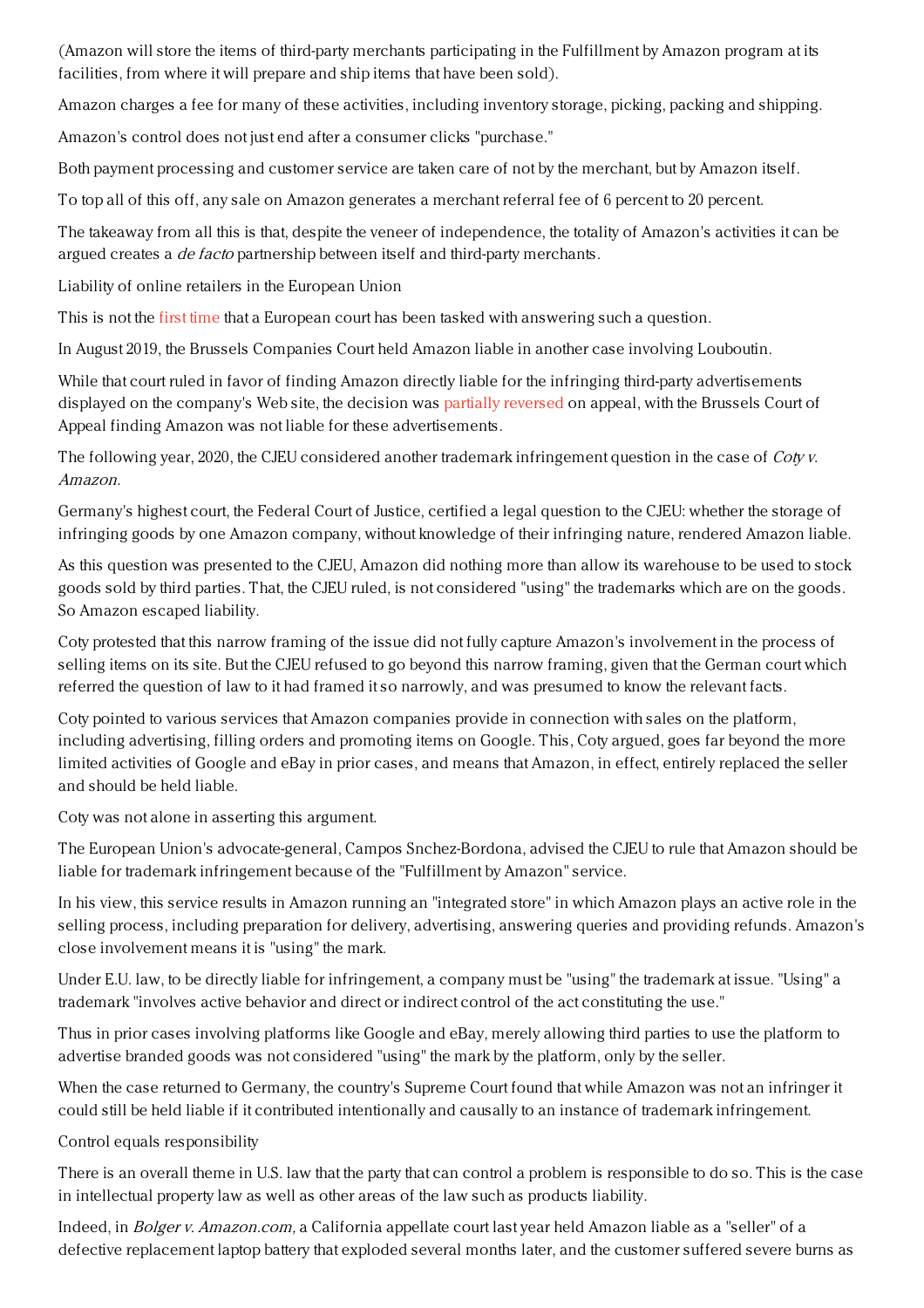(Amazon will store the items of third-party merchants participating in the Fulfillment by Amazon program at its facilities, from where it will prepare and ship items that have been sold).

Amazon charges a fee for many of these activities, including inventory storage, picking, packing and shipping.

Amazon's control does not just end after a consumer clicks "purchase."

Both payment processing and customer service are taken care of not by the merchant, but by Amazon itself.

To top all of this off, any sale on Amazon generates a merchant referral fee of 6 percent to 20 percent.

The takeaway from all this is that, despite the veneer of independence, the totality of Amazon's activities it can be argued creates a *de facto* partnership between itself and third-party merchants.

## Liability of online retailers in the European Union

This is not the first time that a European court has been tasked with answering such a question.

In August 2019, the Brussels Companies Court held Amazon liable in another case involving Louboutin.

While that court ruled in favor of finding Amazon directly liable for the infringing third-party advertisements displayed on the company's Web site, the decision was partially reversed on appeal, with the Brussels Court of Appeal finding Amazon was not liable for these advertisements.

The following year, 2020, the CJEU considered another trademark infringement question in the case of *Coty v. Amazon.*

Germany's highest court, the Federal Court of Justice, certified a legal question to the CJEU: whether the storage of infringing goods by one Amazon company, without knowledge of their infringing nature, rendered Amazon liable.

As this question was presented to the CJEU, Amazon did nothing more than allow its warehouse to be used to stock goods sold by third parties. That, the CJEU ruled, is not considered "using" the trademarks which are on the goods. So Amazon escaped liability.

Coty protested that this narrow framing of the issue did not fully capture Amazon's involvement in the process of selling items on its site. But the CJEU refused to go beyond this narrow framing, given that the German court which referred the question of law to it had framed it so narrowly, and was presumed to know the relevant facts.

Coty pointed to various services that Amazon companies provide in connection with sales on the platform, including advertising, filling orders and promoting items on Google. This, Coty argued, goes far beyond the more limited activities of Google and eBay in prior cases, and means that Amazon, in effect, entirely replaced the seller and should be held liable.

Coty was not alone in asserting this argument.

The European Union's advocate-general, Campos Snchez-Bordona, advised the CJEU to rule that Amazon should be liable for trademark infringement because of the "Fulfillment by Amazon" service.

In his view, this service results in Amazon running an "integrated store" in which Amazon plays an active role in the selling process, including preparation for delivery, advertising, answering queries and providing refunds. Amazon's close involvement means it is "using" the mark.

Under E.U. law, to be directly liable for infringement, a company must be "using" the trademark at issue. "Using" a trademark "involves active behavior and direct or indirect control of the act constituting the use."

Thus in prior cases involving platforms like Google and eBay, merely allowing third parties to use the platform to advertise branded goods was not considered "using" the mark by the platform, only by the seller.

When the case returned to Germany, the country's Supreme Court found that while Amazon was not an infringer it could still be held liable if it contributed intentionally and causally to an instance of trademark infringement.

## Control equals responsibility

There is an overall theme in U.S. law that the party that can control a problem is responsible to do so. This is the case in intellectual property law as well as other areas of the law such as products liability.

Indeed, in *Bolger v. Amazon.com,* a California appellate court last year held Amazon liable as a "seller" of a defective replacement laptop battery that exploded several months later, and the customer suffered severe burns as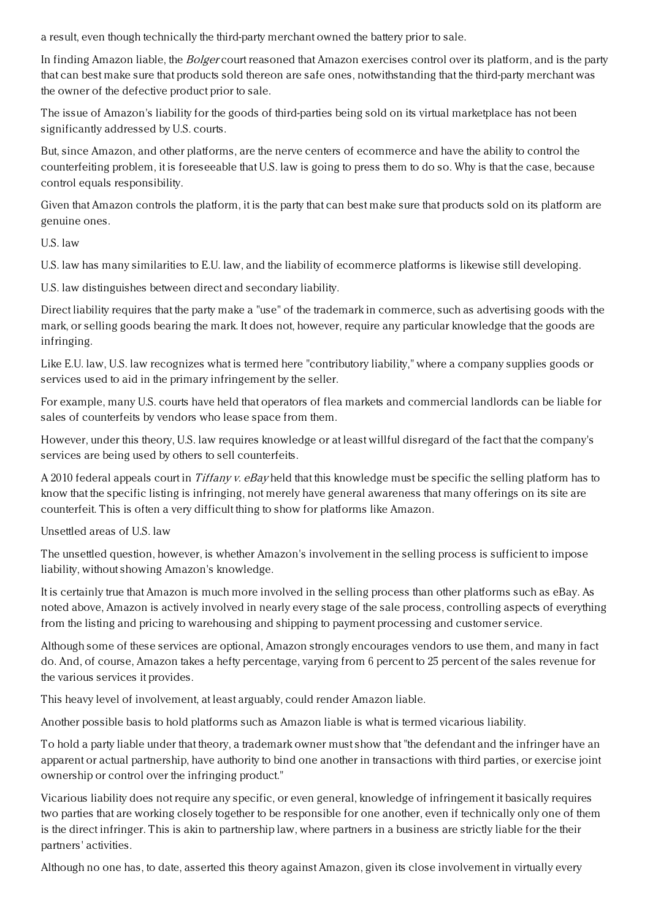a result, even though technically the third-party merchant owned the battery prior to sale.

In finding Amazon liable, the *Bolger* court reasoned that Amazon exercises control over its platform, and is the party that can best make sure that products sold thereon are safe ones, notwithstanding that the third-party merchant was the owner of the defective product prior to sale.

The issue of Amazon's liability for the goods of third-parties being sold on its virtual marketplace has not been significantly addressed by U.S. courts.

But, since Amazon, and other platforms, are the nerve centers of ecommerce and have the ability to control the counterfeiting problem, it is foreseeable that U.S. law is going to press them to do so. Why is that the case, because control equals responsibility.

Given that Amazon controls the platform, it is the party that can best make sure that products sold on its platform are genuine ones.

## U.S. law

U.S. law has many similarities to E.U. law, and the liability of ecommerce platforms is likewise still developing.

U.S. law distinguishes between direct and secondary liability.

Direct liability requires that the party make a "use" of the trademark in commerce, such as advertising goods with the mark, or selling goods bearing the mark. It does not, however, require any particular knowledge that the goods are infringing.

Like E.U. law, U.S. law recognizes what is termed here "contributory liability," where a company supplies goods or services used to aid in the primary infringement by the seller.

For example, many U.S. courts have held that operators of flea markets and commercial landlords can be liable for sales of counterfeits by vendors who lease space from them.

However, under this theory, U.S. law requires knowledge or at least willful disregard of the fact that the company's services are being used by others to sell counterfeits.

A 2010 federal appeals court in *Tiffany v. eBay* held that this knowledge must be specific the selling platform has to know that the specific listing is infringing, not merely have general awareness that many offerings on its site are counterfeit. This is often a very difficult thing to show for platforms like Amazon.

## Unsettled areas of U.S. law

The unsettled question, however, is whether Amazon's involvement in the selling process is sufficient to impose liability, without showing Amazon's knowledge.

It is certainly true that Amazon is much more involved in the selling process than other platforms such as eBay. As noted above, Amazon is actively involved in nearly every stage of the sale process, controlling aspects of everything from the listing and pricing to warehousing and shipping to payment processing and customer service.

Although some of these services are optional, Amazon strongly encourages vendors to use them, and many in fact do. And, of course, Amazon takes a hefty percentage, varying from 6 percent to 25 percent of the sales revenue for the various services it provides.

This heavy level of involvement, at least arguably, could render Amazon liable.

Another possible basis to hold platforms such as Amazon liable is what is termed vicarious liability.

To hold a party liable under that theory, a trademark owner must show that "the defendant and the infringer have an apparent or actual partnership, have authority to bind one another in transactions with third parties, or exercise joint ownership or control over the infringing product."

Vicarious liability does not require any specific, or even general, knowledge of infringement it basically requires two parties that are working closely together to be responsible for one another, even if technically only one of them is the direct infringer. This is akin to partnership law, where partners in a business are strictly liable for the their partners' activities.

Although no one has, to date, asserted this theory against Amazon, given its close involvement in virtually every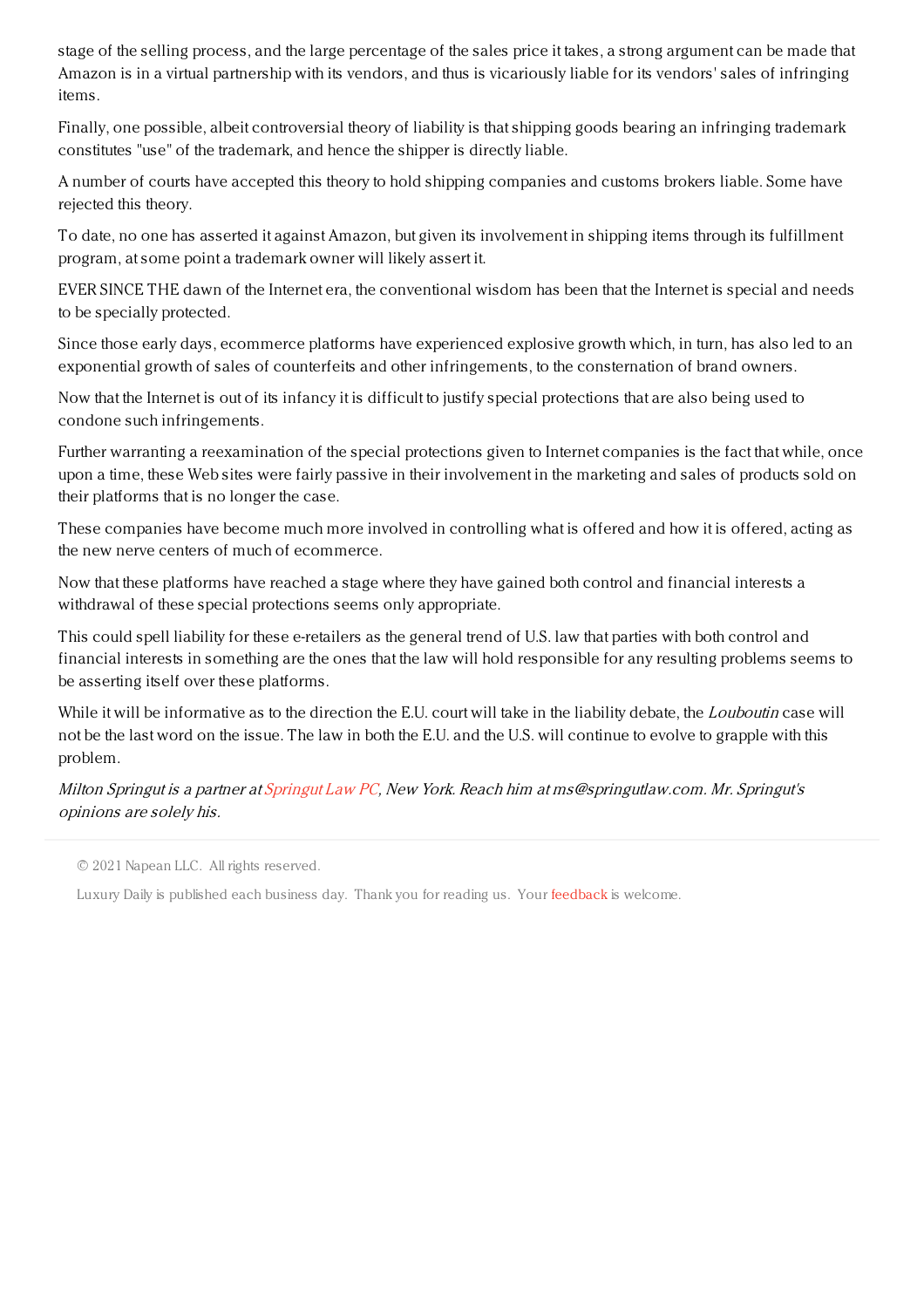stage of the selling process, and the large percentage of the sales price it takes, a strong argument can be made that Amazon is in a virtual partnership with its vendors, and thus is vicariously liable for its vendors' sales of infringing items.

Finally, one possible, albeit controversial theory of liability is that shipping goods bearing an infringing trademark constitutes "use" of the trademark, and hence the shipper is directly liable.

A number of courts have accepted this theory to hold shipping companies and customs brokers liable. Some have rejected this theory.

To date, no one has asserted it against Amazon, but given its involvement in shipping items through its fulfillment program, at some point a trademark owner will likely assert it.

EVER SINCE THE dawn of the Internet era, the conventional wisdom has been that the Internet is special and needs to be specially protected.

Since those early days, ecommerce platforms have experienced explosive growth which, in turn, has also led to an exponential growth of sales of counterfeits and other infringements, to the consternation of brand owners.

Now that the Internet is out of its infancy it is difficult to justify special protections that are also being used to condone such infringements.

Further warranting a reexamination of the special protections given to Internet companies is the fact that while, once upon a time, these Web sites were fairly passive in their involvement in the marketing and sales of products sold on their platforms that is no longer the case.

These companies have become much more involved in controlling what is offered and how it is offered, acting as the new nerve centers of much of ecommerce.

Now that these platforms have reached a stage where they have gained both control and financial interests a withdrawal of these special protections seems only appropriate.

This could spell liability for these e-retailers as the general trend of U.S. law that parties with both control and financial interests in something are the ones that the law will hold responsible for any resulting problems seems to be asserting itself over these platforms.

While it will be informative as to the direction the E.U. court will take in the liability debate, the *Louboutin* case will not be the last word on the issue. The law in both the E.U. and the U.S. will continue to evolve to grapple with this problem.

*Milton Springut is a partner at Springut Law PC, New York. Reach him at ms@springutlaw.com. Mr. Springut's opinions are solely his.*

---

© 2021 Napean LLC. All rights reserved.

Luxury Daily is published each business day. Thank you for reading us. Your feedback is welcome.